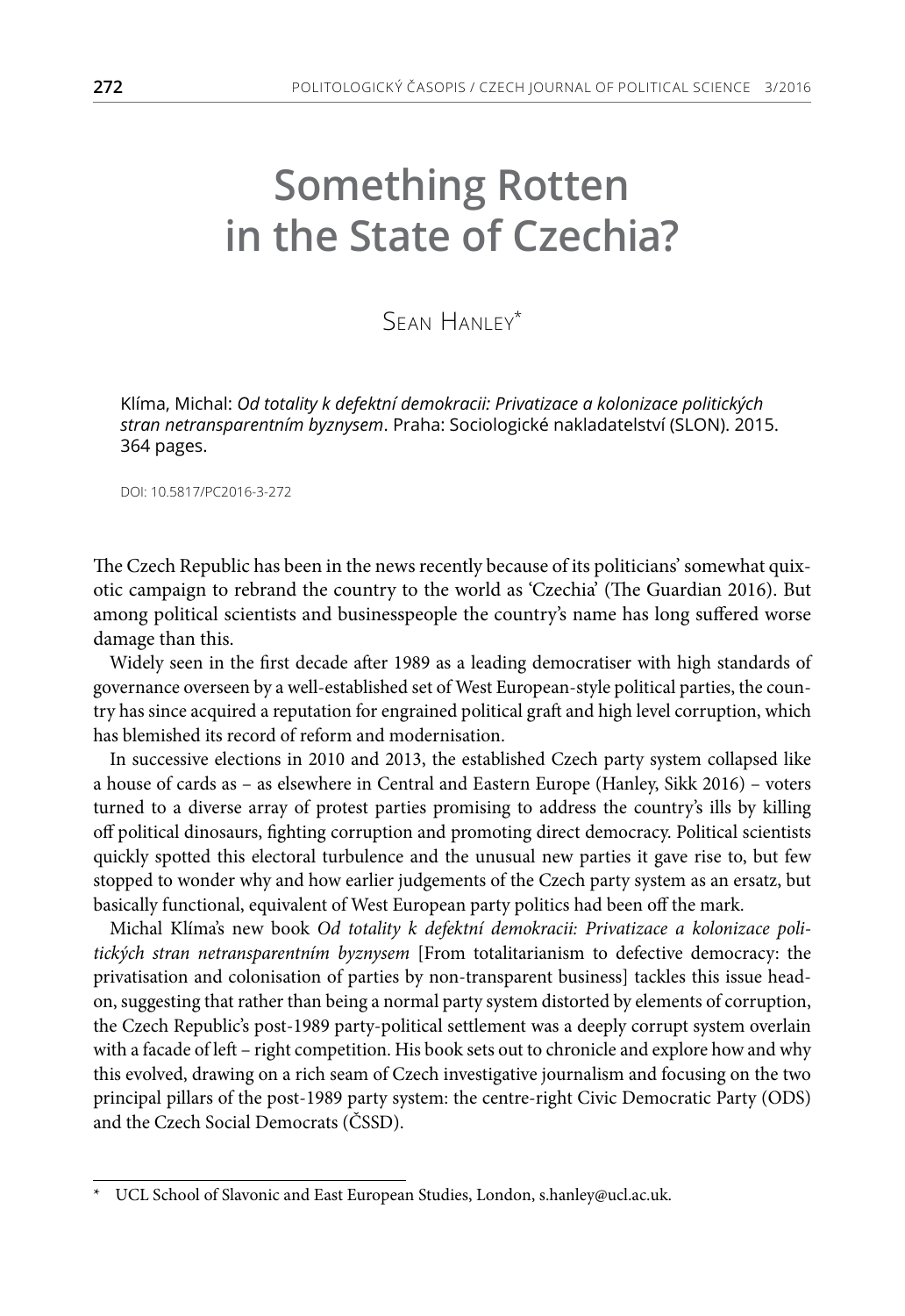# Something Rotten in the State of Czechia?

Sean Hanley*

Klíma, Michal: *Od totality k defektní demokracii: Privatizace a kolonizace politických stran netransparentním byznysem*. Praha: Sociologické nakladatelství (SLON). 2015. 364 pages.

DOI: 10.5817/PC2016-3-272

The Czech Republic has been in the news recently because of its politicians' somewhat quixotic campaign to rebrand the country to the world as 'Czechia' (The Guardian 2016). But among political scientists and businesspeople the country's name has long suffered worse damage than this.

Widely seen in the first decade after 1989 as a leading democratiser with high standards of governance overseen by a well-established set of West European-style political parties, the country has since acquired a reputation for engrained political graft and high level corruption, which has blemished its record of reform and modernisation.

In successive elections in 2010 and 2013, the established Czech party system collapsed like a house of cards as – as elsewhere in Central and Eastern Europe (Hanley, Sikk 2016) – voters turned to a diverse array of protest parties promising to address the country's ills by killing off political dinosaurs, fighting corruption and promoting direct democracy. Political scientists quickly spotted this electoral turbulence and the unusual new parties it gave rise to, but few stopped to wonder why and how earlier judgements of the Czech party system as an ersatz, but basically functional, equivalent of West European party politics had been off the mark.

Michal Klíma's new book *Od totality k defektní demokracii: Privatizace a kolonizace politických stran netransparentním byznysem* [From totalitarianism to defective democracy: the privatisation and colonisation of parties by non-transparent business] tackles this issue head-on, suggesting that rather than being a normal party system distorted by elements of corruption, the Czech Republic's post-1989 party-political settlement was a deeply corrupt system overlain with a facade of left – right competition. His book sets out to chronicle and explore how and why this evolved, drawing on a rich seam of Czech investigative journalism and focusing on the two principal pillars of the post-1989 party system: the centre-right Civic Democratic Party (ODS) and the Czech Social Democrats (ČSSD).

* UCL School of Slavonic and East European Studies, London, s.hanley@ucl.ac.uk.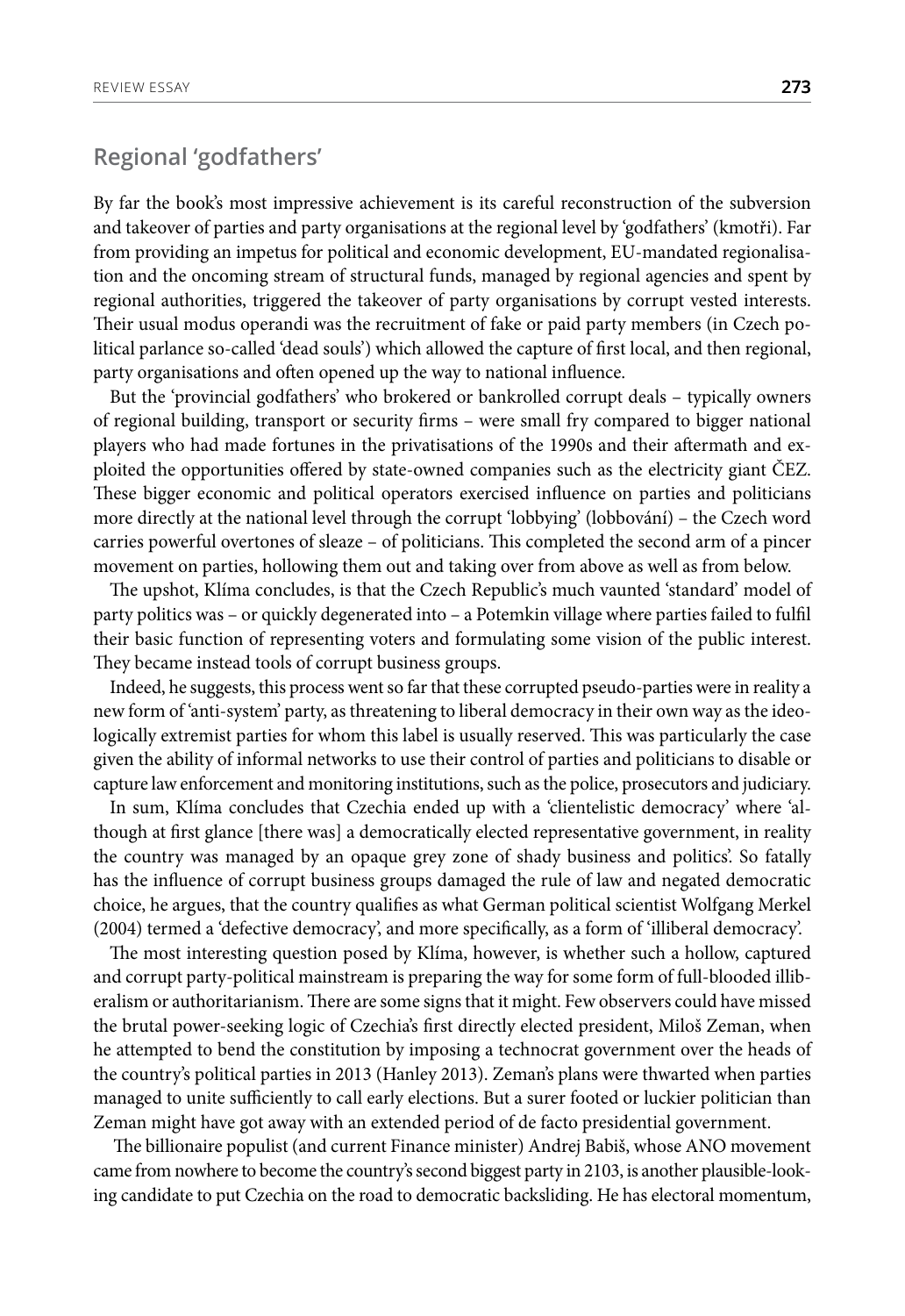## Regional 'godfathers'

By far the book's most impressive achievement is its careful reconstruction of the subversion and takeover of parties and party organisations at the regional level by 'godfathers' (kmotři). Far from providing an impetus for political and economic development, EU-mandated regionalisation and the oncoming stream of structural funds, managed by regional agencies and spent by regional authorities, triggered the takeover of party organisations by corrupt vested interests. Their usual modus operandi was the recruitment of fake or paid party members (in Czech political parlance so-called 'dead souls') which allowed the capture of first local, and then regional, party organisations and often opened up the way to national influence.

But the 'provincial godfathers' who brokered or bankrolled corrupt deals – typically owners of regional building, transport or security firms – were small fry compared to bigger national players who had made fortunes in the privatisations of the 1990s and their aftermath and exploited the opportunities offered by state-owned companies such as the electricity giant ČEZ. These bigger economic and political operators exercised influence on parties and politicians more directly at the national level through the corrupt 'lobbying' (lobbování) – the Czech word carries powerful overtones of sleaze – of politicians. This completed the second arm of a pincer movement on parties, hollowing them out and taking over from above as well as from below.

The upshot, Klíma concludes, is that the Czech Republic's much vaunted 'standard' model of party politics was – or quickly degenerated into – a Potemkin village where parties failed to fulfil their basic function of representing voters and formulating some vision of the public interest. They became instead tools of corrupt business groups.

Indeed, he suggests, this process went so far that these corrupted pseudo-parties were in reality a new form of 'anti-system' party, as threatening to liberal democracy in their own way as the ideologically extremist parties for whom this label is usually reserved. This was particularly the case given the ability of informal networks to use their control of parties and politicians to disable or capture law enforcement and monitoring institutions, such as the police, prosecutors and judiciary.

In sum, Klíma concludes that Czechia ended up with a 'clientelistic democracy' where 'although at first glance [there was] a democratically elected representative government, in reality the country was managed by an opaque grey zone of shady business and politics'. So fatally has the influence of corrupt business groups damaged the rule of law and negated democratic choice, he argues, that the country qualifies as what German political scientist Wolfgang Merkel (2004) termed a 'defective democracy', and more specifically, as a form of 'illiberal democracy'.

The most interesting question posed by Klíma, however, is whether such a hollow, captured and corrupt party-political mainstream is preparing the way for some form of full-blooded illiberalism or authoritarianism. There are some signs that it might. Few observers could have missed the brutal power-seeking logic of Czechia's first directly elected president, Miloš Zeman, when he attempted to bend the constitution by imposing a technocrat government over the heads of the country's political parties in 2013 (Hanley 2013). Zeman's plans were thwarted when parties managed to unite sufficiently to call early elections. But a surer footed or luckier politician than Zeman might have got away with an extended period of de facto presidential government.

The billionaire populist (and current Finance minister) Andrej Babiš, whose ANO movement came from nowhere to become the country's second biggest party in 2103, is another plausible-looking candidate to put Czechia on the road to democratic backsliding. He has electoral momentum,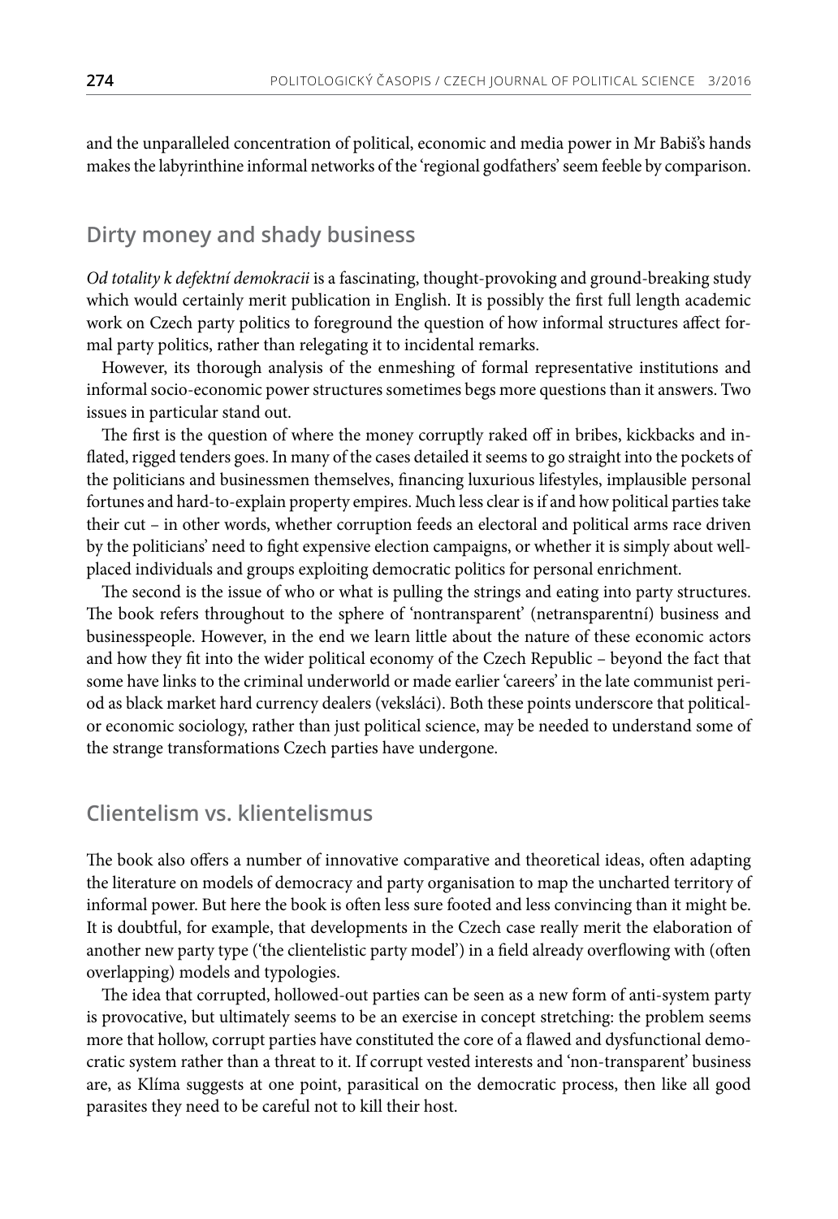and the unparalleled concentration of political, economic and media power in Mr Babiš's hands makes the labyrinthine informal networks of the 'regional godfathers' seem feeble by comparison.

## Dirty money and shady business

*Od totality k defektní demokracii* is a fascinating, thought-provoking and ground-breaking study which would certainly merit publication in English. It is possibly the first full length academic work on Czech party politics to foreground the question of how informal structures affect formal party politics, rather than relegating it to incidental remarks.

However, its thorough analysis of the enmeshing of formal representative institutions and informal socio-economic power structures sometimes begs more questions than it answers. Two issues in particular stand out.

The first is the question of where the money corruptly raked off in bribes, kickbacks and inflated, rigged tenders goes. In many of the cases detailed it seems to go straight into the pockets of the politicians and businessmen themselves, financing luxurious lifestyles, implausible personal fortunes and hard-to-explain property empires. Much less clear is if and how political parties take their cut – in other words, whether corruption feeds an electoral and political arms race driven by the politicians' need to fight expensive election campaigns, or whether it is simply about well-placed individuals and groups exploiting democratic politics for personal enrichment.

The second is the issue of who or what is pulling the strings and eating into party structures. The book refers throughout to the sphere of 'nontransparent' (netransparentní) business and businesspeople. However, in the end we learn little about the nature of these economic actors and how they fit into the wider political economy of the Czech Republic – beyond the fact that some have links to the criminal underworld or made earlier 'careers' in the late communist period as black market hard currency dealers (veksláci). Both these points underscore that political- or economic sociology, rather than just political science, may be needed to understand some of the strange transformations Czech parties have undergone.

## Clientelism vs. klientelismus

The book also offers a number of innovative comparative and theoretical ideas, often adapting the literature on models of democracy and party organisation to map the uncharted territory of informal power. But here the book is often less sure footed and less convincing than it might be. It is doubtful, for example, that developments in the Czech case really merit the elaboration of another new party type ('the clientelistic party model') in a field already overflowing with (often overlapping) models and typologies.

The idea that corrupted, hollowed-out parties can be seen as a new form of anti-system party is provocative, but ultimately seems to be an exercise in concept stretching: the problem seems more that hollow, corrupt parties have constituted the core of a flawed and dysfunctional democratic system rather than a threat to it. If corrupt vested interests and 'non-transparent' business are, as Klíma suggests at one point, parasitical on the democratic process, then like all good parasites they need to be careful not to kill their host.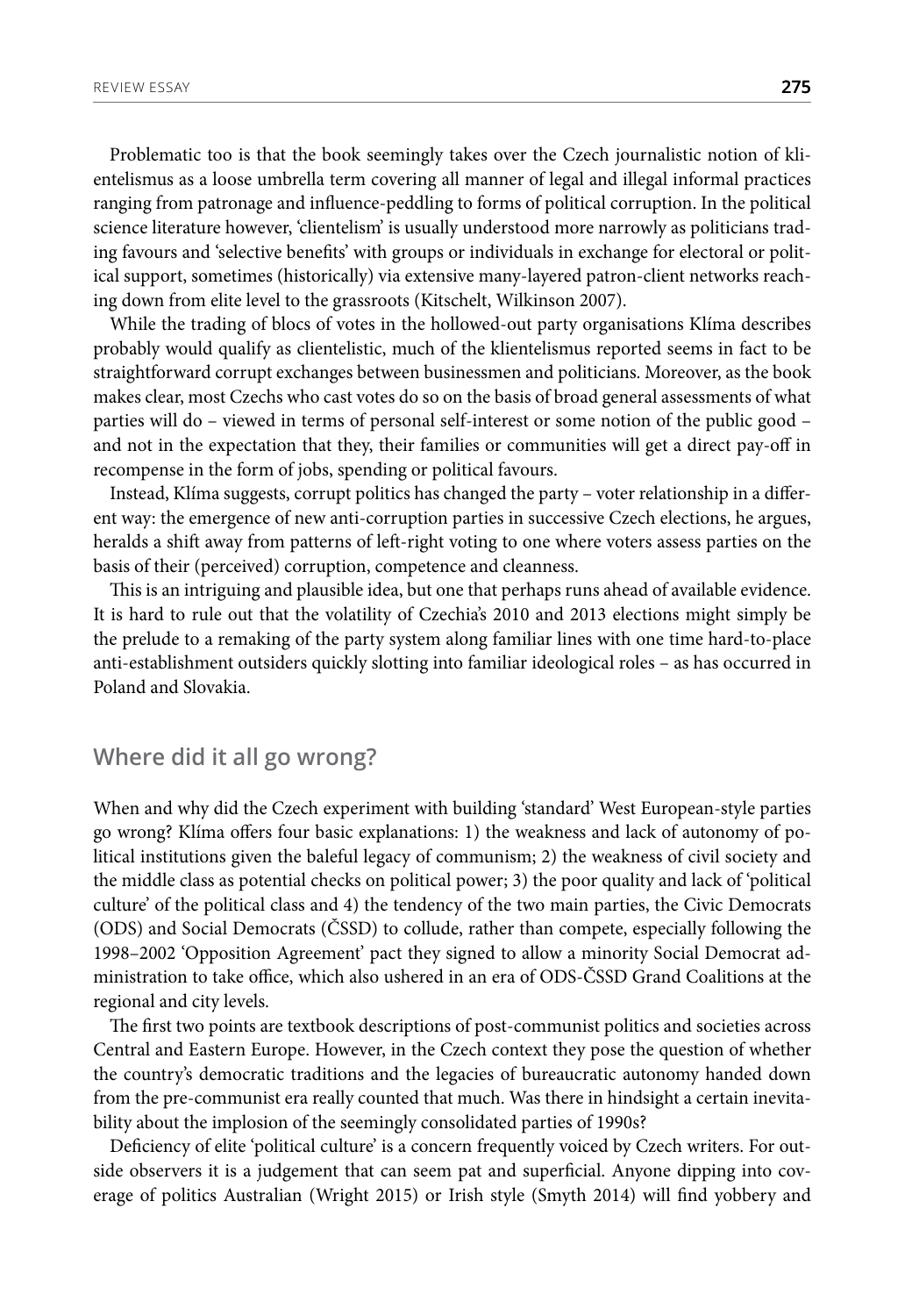Problematic too is that the book seemingly takes over the Czech journalistic notion of klientelismus as a loose umbrella term covering all manner of legal and illegal informal practices ranging from patronage and influence-peddling to forms of political corruption. In the political science literature however, 'clientelism' is usually understood more narrowly as politicians trading favours and 'selective benefits' with groups or individuals in exchange for electoral or political support, sometimes (historically) via extensive many-layered patron-client networks reaching down from elite level to the grassroots (Kitschelt, Wilkinson 2007).

While the trading of blocs of votes in the hollowed-out party organisations Klíma describes probably would qualify as clientelistic, much of the klientelismus reported seems in fact to be straightforward corrupt exchanges between businessmen and politicians. Moreover, as the book makes clear, most Czechs who cast votes do so on the basis of broad general assessments of what parties will do – viewed in terms of personal self-interest or some notion of the public good – and not in the expectation that they, their families or communities will get a direct pay-off in recompense in the form of jobs, spending or political favours.

Instead, Klíma suggests, corrupt politics has changed the party – voter relationship in a different way: the emergence of new anti-corruption parties in successive Czech elections, he argues, heralds a shift away from patterns of left-right voting to one where voters assess parties on the basis of their (perceived) corruption, competence and cleanness.

This is an intriguing and plausible idea, but one that perhaps runs ahead of available evidence. It is hard to rule out that the volatility of Czechia's 2010 and 2013 elections might simply be the prelude to a remaking of the party system along familiar lines with one time hard-to-place anti-establishment outsiders quickly slotting into familiar ideological roles – as has occurred in Poland and Slovakia.

## Where did it all go wrong?

When and why did the Czech experiment with building 'standard' West European-style parties go wrong? Klíma offers four basic explanations: 1) the weakness and lack of autonomy of political institutions given the baleful legacy of communism; 2) the weakness of civil society and the middle class as potential checks on political power; 3) the poor quality and lack of 'political culture' of the political class and 4) the tendency of the two main parties, the Civic Democrats (ODS) and Social Democrats (ČSSD) to collude, rather than compete, especially following the 1998–2002 'Opposition Agreement' pact they signed to allow a minority Social Democrat administration to take office, which also ushered in an era of ODS-ČSSD Grand Coalitions at the regional and city levels.

The first two points are textbook descriptions of post-communist politics and societies across Central and Eastern Europe. However, in the Czech context they pose the question of whether the country's democratic traditions and the legacies of bureaucratic autonomy handed down from the pre-communist era really counted that much. Was there in hindsight a certain inevitability about the implosion of the seemingly consolidated parties of 1990s?

Deficiency of elite 'political culture' is a concern frequently voiced by Czech writers. For outside observers it is a judgement that can seem pat and superficial. Anyone dipping into coverage of politics Australian (Wright 2015) or Irish style (Smyth 2014) will find yobbery and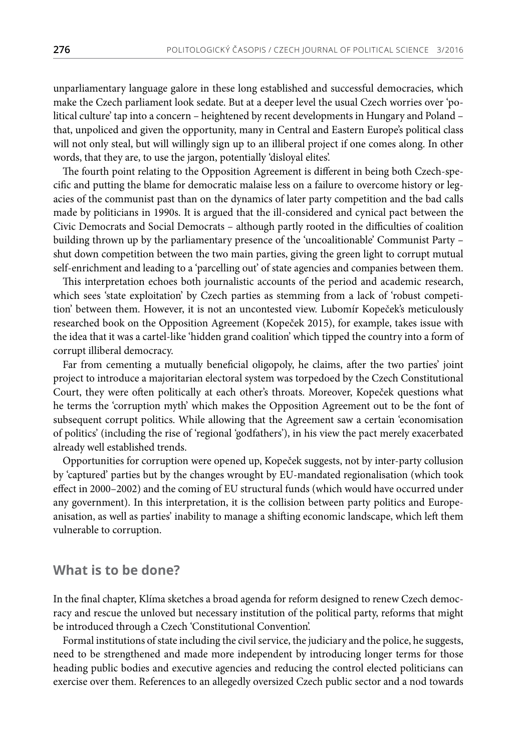unparliamentary language galore in these long established and successful democracies, which make the Czech parliament look sedate. But at a deeper level the usual Czech worries over 'political culture' tap into a concern – heightened by recent developments in Hungary and Poland – that, unpoliced and given the opportunity, many in Central and Eastern Europe's political class will not only steal, but will willingly sign up to an illiberal project if one comes along. In other words, that they are, to use the jargon, potentially 'disloyal elites'.

The fourth point relating to the Opposition Agreement is different in being both Czech-specific and putting the blame for democratic malaise less on a failure to overcome history or legacies of the communist past than on the dynamics of later party competition and the bad calls made by politicians in 1990s. It is argued that the ill-considered and cynical pact between the Civic Democrats and Social Democrats – although partly rooted in the difficulties of coalition building thrown up by the parliamentary presence of the 'uncoalitionable' Communist Party – shut down competition between the two main parties, giving the green light to corrupt mutual self-enrichment and leading to a 'parcelling out' of state agencies and companies between them.

This interpretation echoes both journalistic accounts of the period and academic research, which sees 'state exploitation' by Czech parties as stemming from a lack of 'robust competition' between them. However, it is not an uncontested view. Lubomír Kopeček's meticulously researched book on the Opposition Agreement (Kopeček 2015), for example, takes issue with the idea that it was a cartel-like 'hidden grand coalition' which tipped the country into a form of corrupt illiberal democracy.

Far from cementing a mutually beneficial oligopoly, he claims, after the two parties' joint project to introduce a majoritarian electoral system was torpedoed by the Czech Constitutional Court, they were often politically at each other's throats. Moreover, Kopeček questions what he terms the 'corruption myth' which makes the Opposition Agreement out to be the font of subsequent corrupt politics. While allowing that the Agreement saw a certain 'economisation of politics' (including the rise of 'regional 'godfathers'), in his view the pact merely exacerbated already well established trends.

Opportunities for corruption were opened up, Kopeček suggests, not by inter-party collusion by 'captured' parties but by the changes wrought by EU-mandated regionalisation (which took effect in 2000–2002) and the coming of EU structural funds (which would have occurred under any government). In this interpretation, it is the collision between party politics and Europeanisation, as well as parties' inability to manage a shifting economic landscape, which left them vulnerable to corruption.

## What is to be done?

In the final chapter, Klíma sketches a broad agenda for reform designed to renew Czech democracy and rescue the unloved but necessary institution of the political party, reforms that might be introduced through a Czech 'Constitutional Convention'.

Formal institutions of state including the civil service, the judiciary and the police, he suggests, need to be strengthened and made more independent by introducing longer terms for those heading public bodies and executive agencies and reducing the control elected politicians can exercise over them. References to an allegedly oversized Czech public sector and a nod towards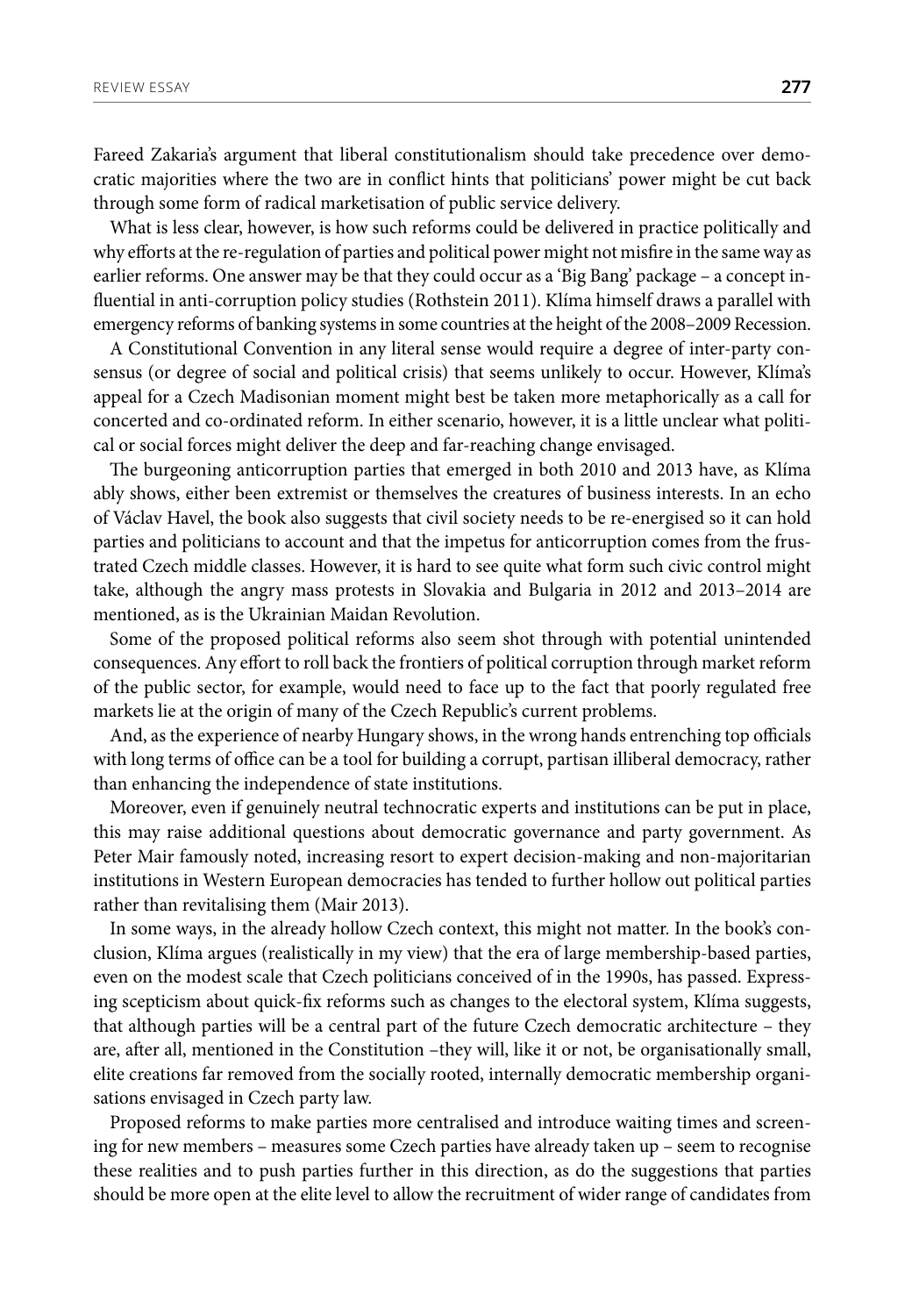Fareed Zakaria's argument that liberal constitutionalism should take precedence over democratic majorities where the two are in conflict hints that politicians' power might be cut back through some form of radical marketisation of public service delivery.

What is less clear, however, is how such reforms could be delivered in practice politically and why efforts at the re-regulation of parties and political power might not misfire in the same way as earlier reforms. One answer may be that they could occur as a 'Big Bang' package – a concept influential in anti-corruption policy studies (Rothstein 2011). Klíma himself draws a parallel with emergency reforms of banking systems in some countries at the height of the 2008–2009 Recession.

A Constitutional Convention in any literal sense would require a degree of inter-party consensus (or degree of social and political crisis) that seems unlikely to occur. However, Klíma's appeal for a Czech Madisonian moment might best be taken more metaphorically as a call for concerted and co-ordinated reform. In either scenario, however, it is a little unclear what political or social forces might deliver the deep and far-reaching change envisaged.

The burgeoning anticorruption parties that emerged in both 2010 and 2013 have, as Klíma ably shows, either been extremist or themselves the creatures of business interests. In an echo of Václav Havel, the book also suggests that civil society needs to be re-energised so it can hold parties and politicians to account and that the impetus for anticorruption comes from the frustrated Czech middle classes. However, it is hard to see quite what form such civic control might take, although the angry mass protests in Slovakia and Bulgaria in 2012 and 2013–2014 are mentioned, as is the Ukrainian Maidan Revolution.

Some of the proposed political reforms also seem shot through with potential unintended consequences. Any effort to roll back the frontiers of political corruption through market reform of the public sector, for example, would need to face up to the fact that poorly regulated free markets lie at the origin of many of the Czech Republic's current problems.

And, as the experience of nearby Hungary shows, in the wrong hands entrenching top officials with long terms of office can be a tool for building a corrupt, partisan illiberal democracy, rather than enhancing the independence of state institutions.

Moreover, even if genuinely neutral technocratic experts and institutions can be put in place, this may raise additional questions about democratic governance and party government. As Peter Mair famously noted, increasing resort to expert decision-making and non-majoritarian institutions in Western European democracies has tended to further hollow out political parties rather than revitalising them (Mair 2013).

In some ways, in the already hollow Czech context, this might not matter. In the book's conclusion, Klíma argues (realistically in my view) that the era of large membership-based parties, even on the modest scale that Czech politicians conceived of in the 1990s, has passed. Expressing scepticism about quick-fix reforms such as changes to the electoral system, Klíma suggests, that although parties will be a central part of the future Czech democratic architecture – they are, after all, mentioned in the Constitution –they will, like it or not, be organisationally small, elite creations far removed from the socially rooted, internally democratic membership organisations envisaged in Czech party law.

Proposed reforms to make parties more centralised and introduce waiting times and screening for new members – measures some Czech parties have already taken up – seem to recognise these realities and to push parties further in this direction, as do the suggestions that parties should be more open at the elite level to allow the recruitment of wider range of candidates from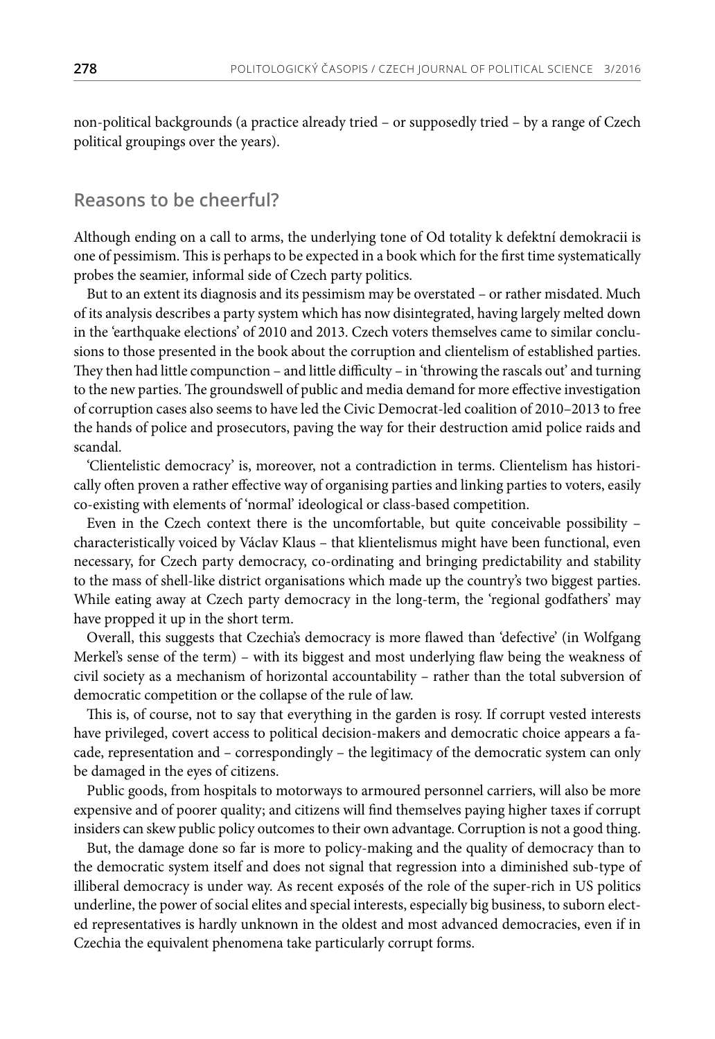non-political backgrounds (a practice already tried – or supposedly tried – by a range of Czech political groupings over the years).

## Reasons to be cheerful?

Although ending on a call to arms, the underlying tone of Od totality k defektní demokracii is one of pessimism. This is perhaps to be expected in a book which for the first time systematically probes the seamier, informal side of Czech party politics.

But to an extent its diagnosis and its pessimism may be overstated – or rather misdated. Much of its analysis describes a party system which has now disintegrated, having largely melted down in the 'earthquake elections' of 2010 and 2013. Czech voters themselves came to similar conclusions to those presented in the book about the corruption and clientelism of established parties. They then had little compunction – and little difficulty – in 'throwing the rascals out' and turning to the new parties. The groundswell of public and media demand for more effective investigation of corruption cases also seems to have led the Civic Democrat-led coalition of 2010–2013 to free the hands of police and prosecutors, paving the way for their destruction amid police raids and scandal.

'Clientelistic democracy' is, moreover, not a contradiction in terms. Clientelism has historically often proven a rather effective way of organising parties and linking parties to voters, easily co-existing with elements of 'normal' ideological or class-based competition.

Even in the Czech context there is the uncomfortable, but quite conceivable possibility – characteristically voiced by Václav Klaus – that klientelismus might have been functional, even necessary, for Czech party democracy, co-ordinating and bringing predictability and stability to the mass of shell-like district organisations which made up the country's two biggest parties. While eating away at Czech party democracy in the long-term, the 'regional godfathers' may have propped it up in the short term.

Overall, this suggests that Czechia's democracy is more flawed than 'defective' (in Wolfgang Merkel's sense of the term) – with its biggest and most underlying flaw being the weakness of civil society as a mechanism of horizontal accountability – rather than the total subversion of democratic competition or the collapse of the rule of law.

This is, of course, not to say that everything in the garden is rosy. If corrupt vested interests have privileged, covert access to political decision-makers and democratic choice appears a facade, representation and – correspondingly – the legitimacy of the democratic system can only be damaged in the eyes of citizens.

Public goods, from hospitals to motorways to armoured personnel carriers, will also be more expensive and of poorer quality; and citizens will find themselves paying higher taxes if corrupt insiders can skew public policy outcomes to their own advantage. Corruption is not a good thing.

But, the damage done so far is more to policy-making and the quality of democracy than to the democratic system itself and does not signal that regression into a diminished sub-type of illiberal democracy is under way. As recent exposés of the role of the super-rich in US politics underline, the power of social elites and special interests, especially big business, to suborn elected representatives is hardly unknown in the oldest and most advanced democracies, even if in Czechia the equivalent phenomena take particularly corrupt forms.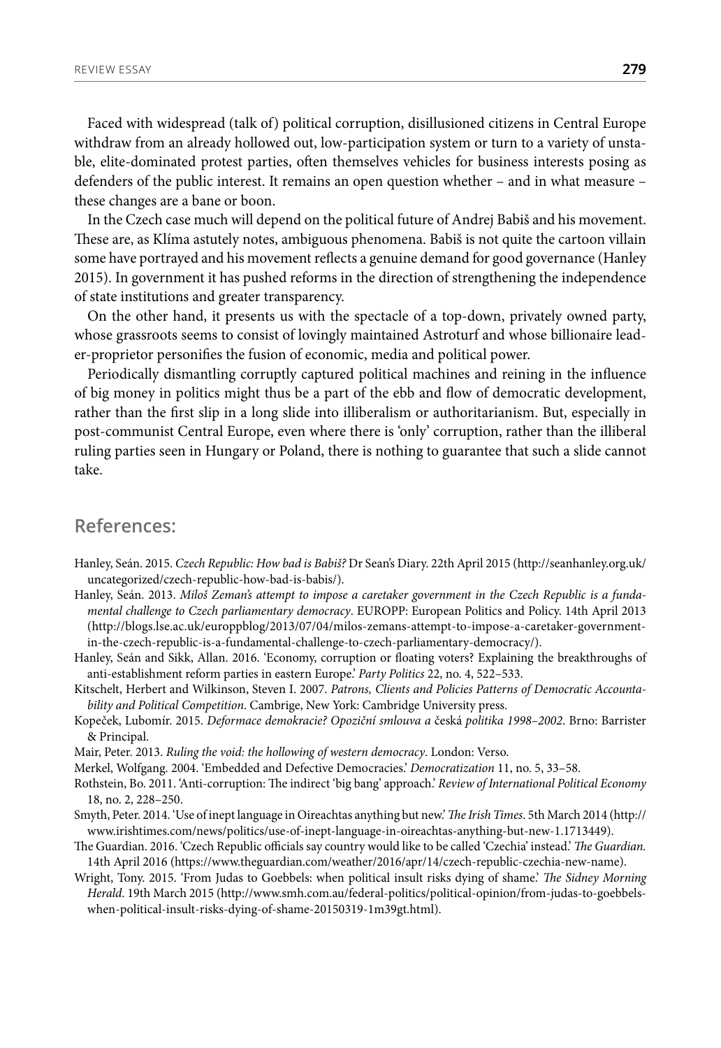Faced with widespread (talk of) political corruption, disillusioned citizens in Central Europe withdraw from an already hollowed out, low-participation system or turn to a variety of unstable, elite-dominated protest parties, often themselves vehicles for business interests posing as defenders of the public interest. It remains an open question whether – and in what measure – these changes are a bane or boon.

In the Czech case much will depend on the political future of Andrej Babiš and his movement. These are, as Klíma astutely notes, ambiguous phenomena. Babiš is not quite the cartoon villain some have portrayed and his movement reflects a genuine demand for good governance (Hanley 2015). In government it has pushed reforms in the direction of strengthening the independence of state institutions and greater transparency.

On the other hand, it presents us with the spectacle of a top-down, privately owned party, whose grassroots seems to consist of lovingly maintained Astroturf and whose billionaire leader-proprietor personifies the fusion of economic, media and political power.

Periodically dismantling corruptly captured political machines and reining in the influence of big money in politics might thus be a part of the ebb and flow of democratic development, rather than the first slip in a long slide into illiberalism or authoritarianism. But, especially in post-communist Central Europe, even where there is 'only' corruption, rather than the illiberal ruling parties seen in Hungary or Poland, there is nothing to guarantee that such a slide cannot take.

## References:

Hanley, Seán. 2015. *Czech Republic: How bad is Babiš?* Dr Sean's Diary. 22th April 2015 (http://seanhanley.org.uk/uncategorized/czech-republic-how-bad-is-babis/).

Hanley, Seán. 2013. *Miloš Zeman's attempt to impose a caretaker government in the Czech Republic is a fundamental challenge to Czech parliamentary democracy*. EUROPP: European Politics and Policy. 14th April 2013 (http://blogs.lse.ac.uk/europpblog/2013/07/04/milos-zemans-attempt-to-impose-a-caretaker-government-in-the-czech-republic-is-a-fundamental-challenge-to-czech-parliamentary-democracy/).

Hanley, Seán and Sikk, Allan. 2016. 'Economy, corruption or floating voters? Explaining the breakthroughs of anti-establishment reform parties in eastern Europe.' *Party Politics* 22, no. 4, 522–533.

Kitschelt, Herbert and Wilkinson, Steven I. 2007. *Patrons, Clients and Policies Patterns of Democratic Accountability and Political Competition*. Cambrige, New York: Cambridge University press.

Kopeček, Lubomír. 2015. *Deformace demokracie? Opoziční smlouva a česká politika 1998–2002*. Brno: Barrister & Principal.

Mair, Peter. 2013. *Ruling the void: the hollowing of western democracy*. London: Verso.

Merkel, Wolfgang. 2004. 'Embedded and Defective Democracies.' *Democratization* 11, no. 5, 33–58.

Rothstein, Bo. 2011. 'Anti-corruption: The indirect 'big bang' approach.' *Review of International Political Economy* 18, no. 2, 228–250.

Smyth, Peter. 2014. 'Use of inept language in Oireachtas anything but new.' *The Irish Times*. 5th March 2014 (http://www.irishtimes.com/news/politics/use-of-inept-language-in-oireachtas-anything-but-new-1.1713449).

The Guardian. 2016. 'Czech Republic officials say country would like to be called 'Czechia' instead.' *The Guardian.* 14th April 2016 (https://www.theguardian.com/weather/2016/apr/14/czech-republic-czechia-new-name).

Wright, Tony. 2015. 'From Judas to Goebbels: when political insult risks dying of shame.' *The Sidney Morning Herald*. 19th March 2015 (http://www.smh.com.au/federal-politics/political-opinion/from-judas-to-goebbels-when-political-insult-risks-dying-of-shame-20150319-1m39gt.html).